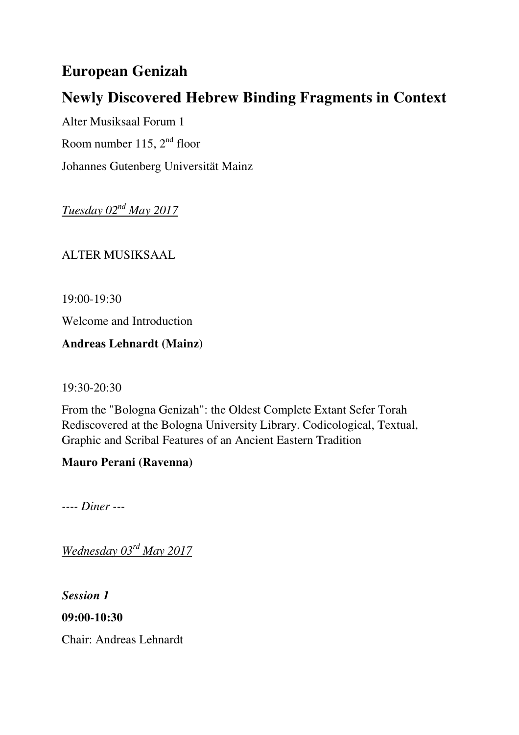# European Genizah

## Newly Discovered Hebrew Binding Fragments in Context

Alter Musiksaal Forum 1

Room number 115, 2nd floor

Johannes Gutenberg Universität Mainz

*Tuesday 02nd May 2017*

ALTER MUSIKSAAL

19:00-19:30

Welcome and Introduction

**Andreas Lehnardt (Mainz)**

19:30-20:30

From the "Bologna Genizah": the Oldest Complete Extant Sefer Torah Rediscovered at the Bologna University Library. Codicological, Textual, Graphic and Scribal Features of an Ancient Eastern Tradition

**Mauro Perani (Ravenna)**

---- *Diner* ---

*Wednesday 03rd May 2017*

***Session 1***

**09:00-10:30**

Chair: Andreas Lehnardt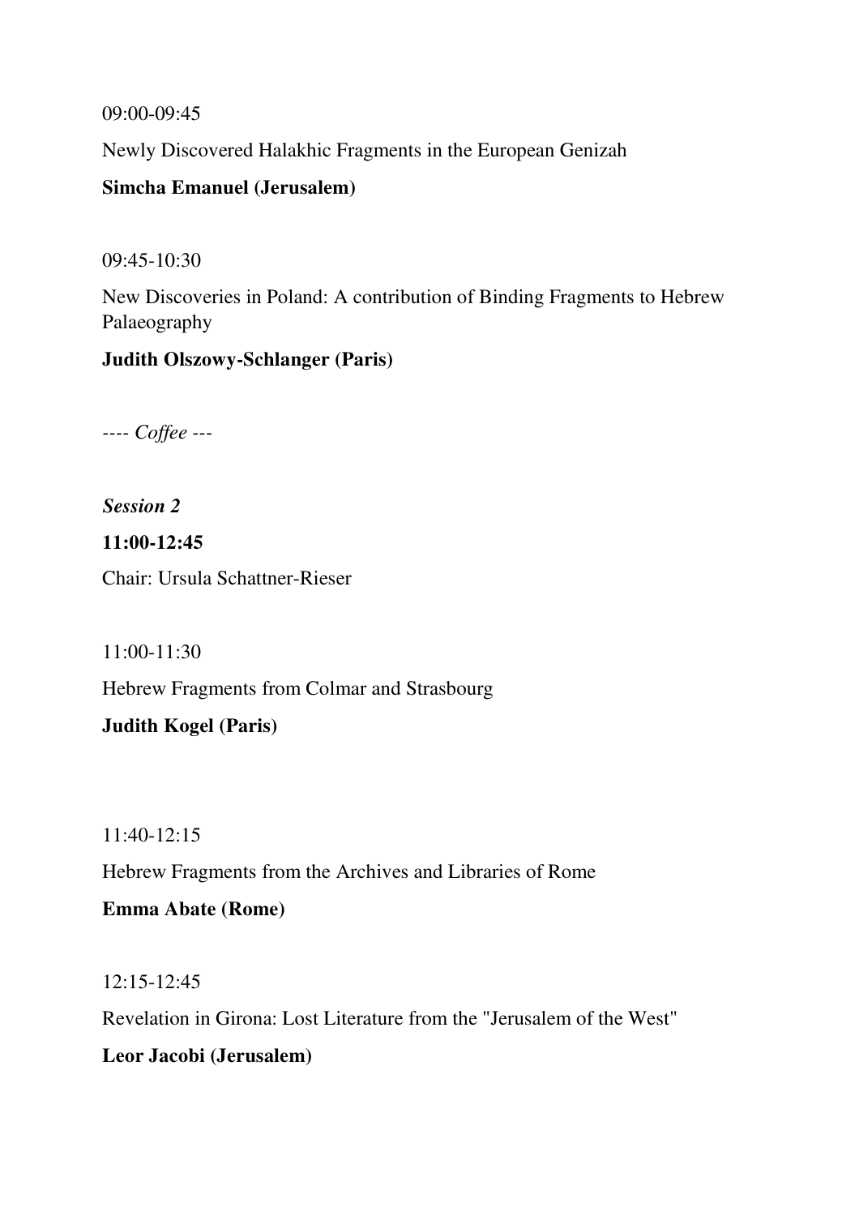09:00-09:45

Newly Discovered Halakhic Fragments in the European Genizah

**Simcha Emanuel (Jerusalem)**

09:45-10:30

New Discoveries in Poland: A contribution of Binding Fragments to Hebrew Palaeography

**Judith Olszowy-Schlanger (Paris)**

*---- Coffee ---*

***Session 2***

**11:00-12:45**

Chair: Ursula Schattner-Rieser

11:00-11:30

Hebrew Fragments from Colmar and Strasbourg

**Judith Kogel (Paris)**

11:40-12:15

Hebrew Fragments from the Archives and Libraries of Rome

**Emma Abate (Rome)**

12:15-12:45

Revelation in Girona: Lost Literature from the "Jerusalem of the West"

**Leor Jacobi (Jerusalem)**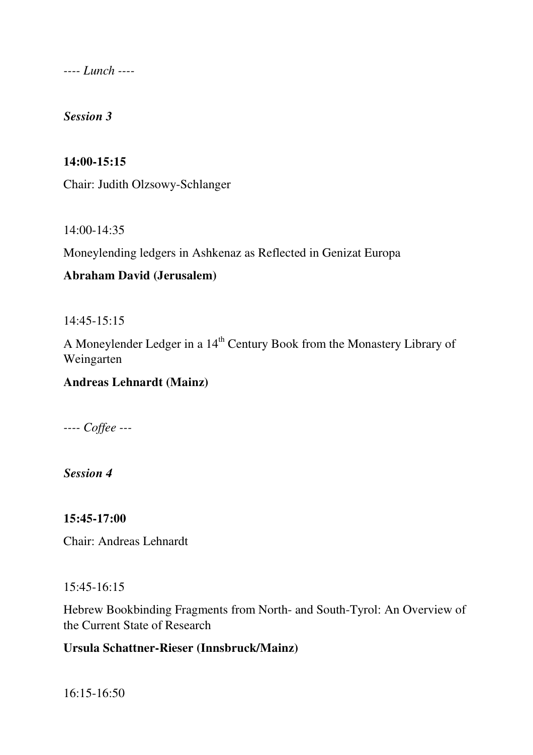---- *Lunch* ----

***Session 3***

**14:00-15:15**

Chair: Judith Olzsowy-Schlanger

14:00-14:35

Moneylending ledgers in Ashkenaz as Reflected in Genizat Europa

**Abraham David (Jerusalem)**

14:45-15:15

A Moneylender Ledger in a 14th Century Book from the Monastery Library of Weingarten

**Andreas Lehnardt (Mainz)**

---- *Coffee* ---

***Session 4***

**15:45-17:00**

Chair: Andreas Lehnardt

15:45-16:15

Hebrew Bookbinding Fragments from North- and South-Tyrol: An Overview of the Current State of Research

**Ursula Schattner-Rieser (Innsbruck/Mainz)**

16:15-16:50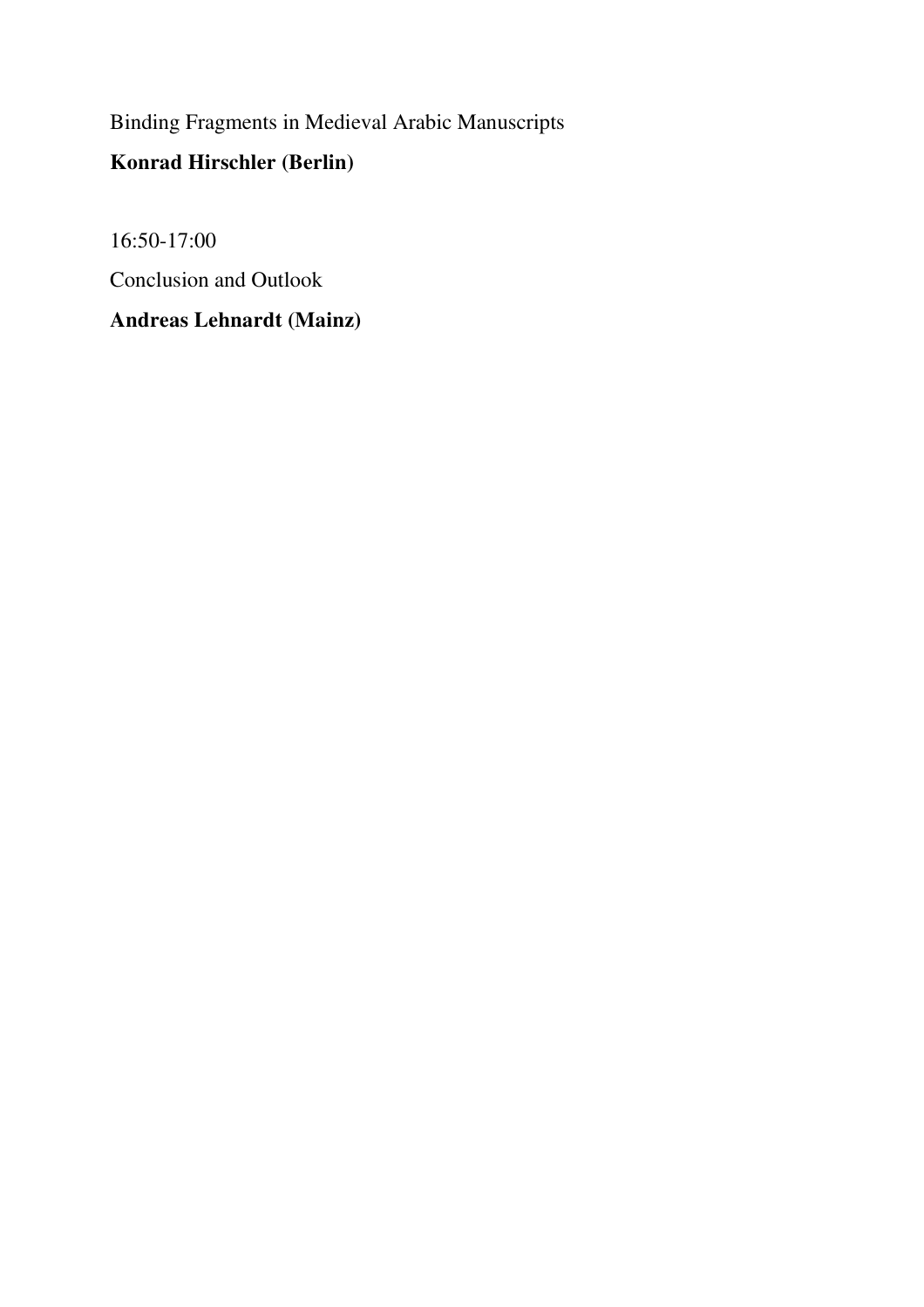Binding Fragments in Medieval Arabic Manuscripts

**Konrad Hirschler (Berlin)**

16:50-17:00

Conclusion and Outlook

**Andreas Lehnardt (Mainz)**